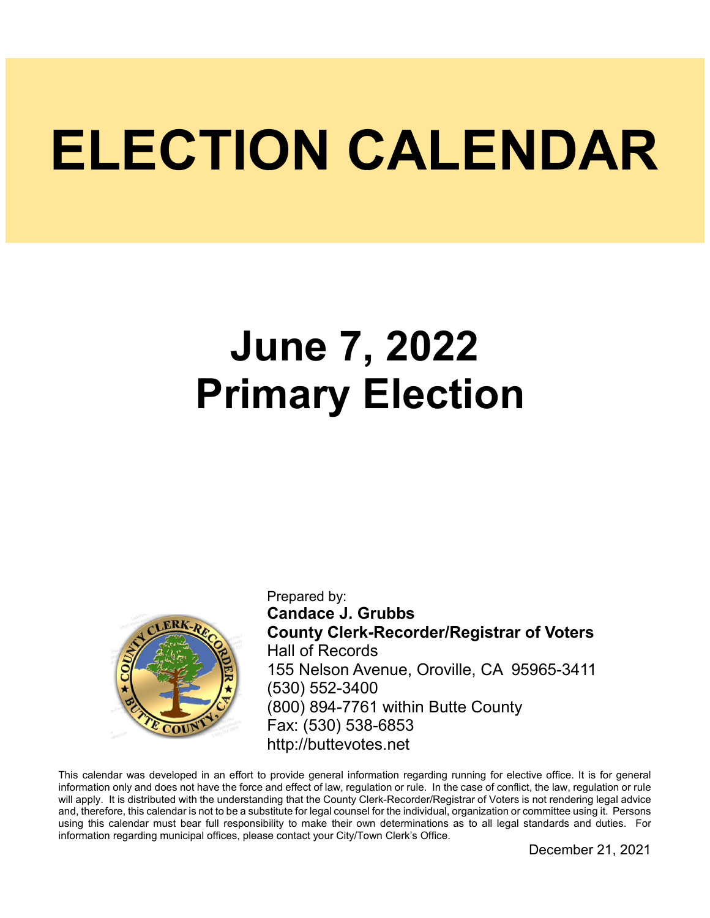# ELECTION CALENDAR

## June 7, 2022
## Primary Election

Prepared by:
**Candace J. Grubbs**
**County Clerk-Recorder/Registrar of Voters**
Hall of Records
155 Nelson Avenue, Oroville, CA 95965-3411
(530) 552-3400
(800) 894-7761 within Butte County
Fax: (530) 538-6853
http://buttevotes.net

This calendar was developed in an effort to provide general information regarding running for elective office. It is for general information only and does not have the force and effect of law, regulation or rule. In the case of conflict, the law, regulation or rule will apply. It is distributed with the understanding that the County Clerk-Recorder/Registrar of Voters is not rendering legal advice and, therefore, this calendar is not to be a substitute for legal counsel for the individual, organization or committee using it. Persons using this calendar must bear full responsibility to make their own determinations as to all legal standards and duties. For information regarding municipal offices, please contact your City/Town Clerk's Office.

December 21, 2021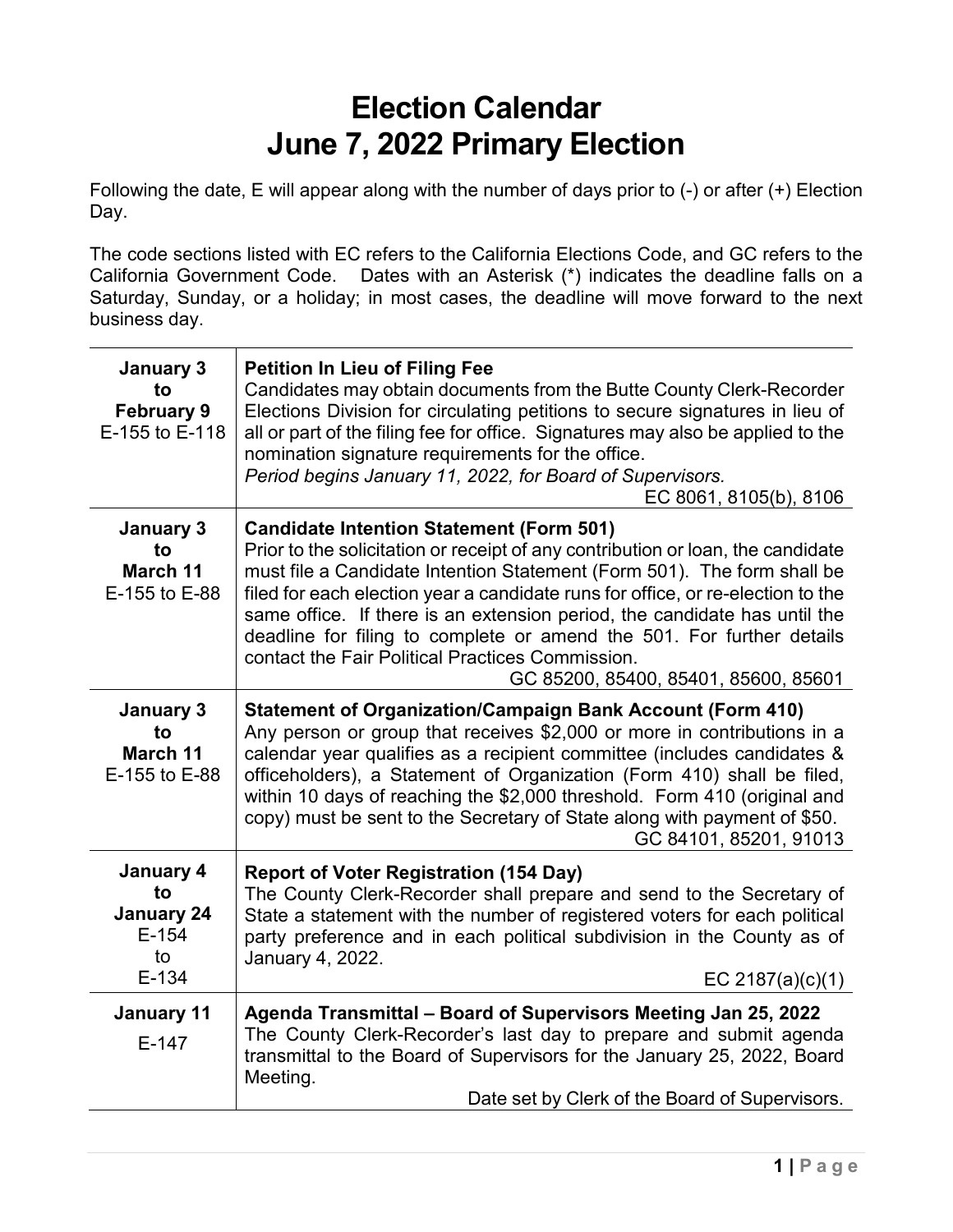# Election Calendar
# June 7, 2022 Primary Election

Following the date, E will appear along with the number of days prior to (-) or after (+) Election Day.

The code sections listed with EC refers to the California Elections Code, and GC refers to the California Government Code. Dates with an Asterisk (*) indicates the deadline falls on a Saturday, Sunday, or a holiday; in most cases, the deadline will move forward to the next business day.

| Date | Description |
|---|---|
| **January 3 to February 9** E-155 to E-118 | **Petition In Lieu of Filing Fee** Candidates may obtain documents from the Butte County Clerk-Recorder Elections Division for circulating petitions to secure signatures in lieu of all or part of the filing fee for office. Signatures may also be applied to the nomination signature requirements for the office. *Period begins January 11, 2022, for Board of Supervisors.* EC 8061, 8105(b), 8106 |
| **January 3 to March 11** E-155 to E-88 | **Candidate Intention Statement (Form 501)** Prior to the solicitation or receipt of any contribution or loan, the candidate must file a Candidate Intention Statement (Form 501). The form shall be filed for each election year a candidate runs for office, or re-election to the same office. If there is an extension period, the candidate has until the deadline for filing to complete or amend the 501. For further details contact the Fair Political Practices Commission. GC 85200, 85400, 85401, 85600, 85601 |
| **January 3 to March 11** E-155 to E-88 | **Statement of Organization/Campaign Bank Account (Form 410)** Any person or group that receives $2,000 or more in contributions in a calendar year qualifies as a recipient committee (includes candidates & officeholders), a Statement of Organization (Form 410) shall be filed, within 10 days of reaching the $2,000 threshold. Form 410 (original and copy) must be sent to the Secretary of State along with payment of $50. GC 84101, 85201, 91013 |
| **January 4 to January 24** E-154 to E-134 | **Report of Voter Registration (154 Day)** The County Clerk-Recorder shall prepare and send to the Secretary of State a statement with the number of registered voters for each political party preference and in each political subdivision in the County as of January 4, 2022. EC 2187(a)(c)(1) |
| **January 11** E-147 | **Agenda Transmittal – Board of Supervisors Meeting Jan 25, 2022** The County Clerk-Recorder's last day to prepare and submit agenda transmittal to the Board of Supervisors for the January 25, 2022, Board Meeting. Date set by Clerk of the Board of Supervisors. |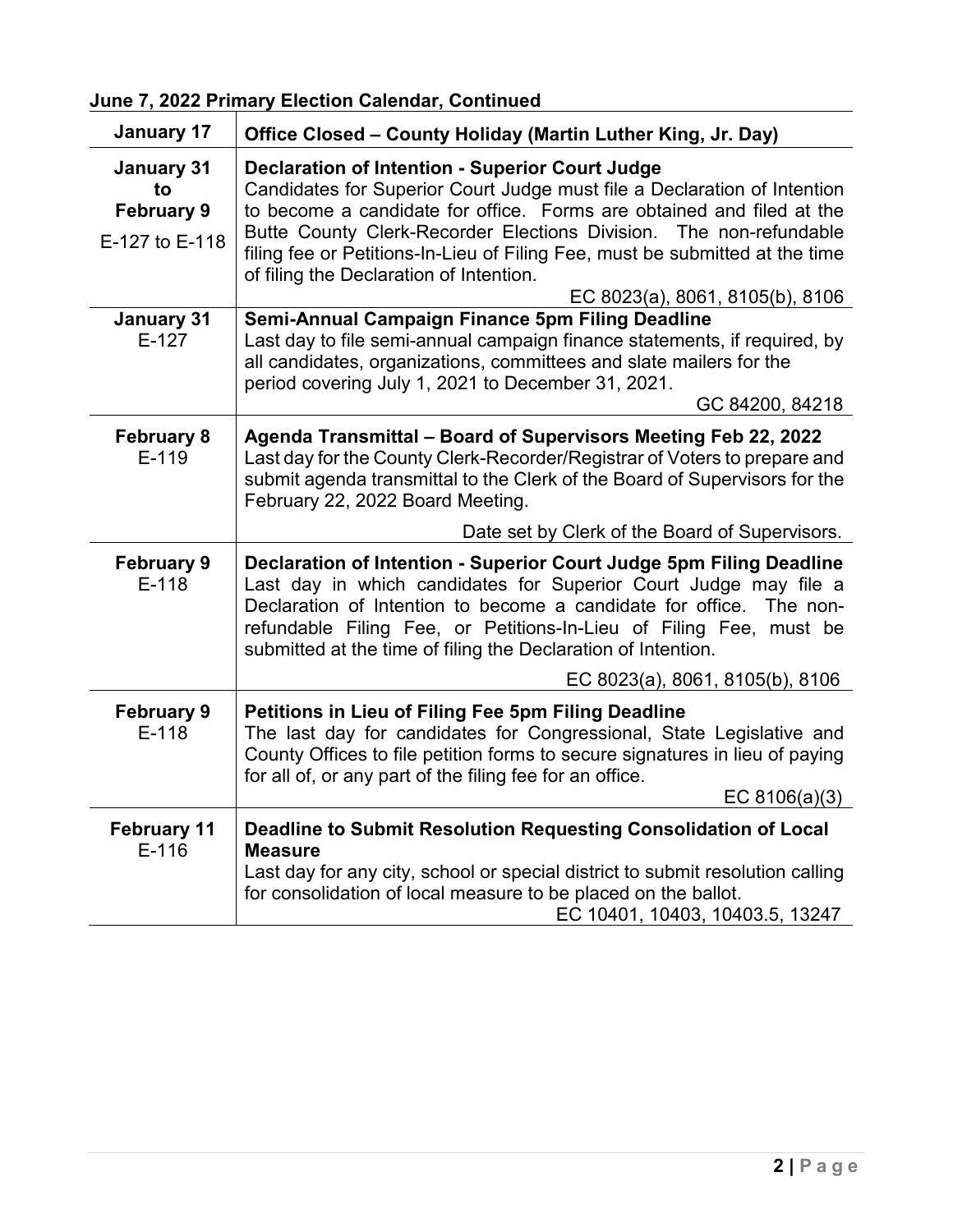**June 7, 2022 Primary Election Calendar, Continued**

| | |
|---|---|
| **January 17** | **Office Closed – County Holiday (Martin Luther King, Jr. Day)** |
| **January 31 to February 9**<br>E-127 to E-118 | **Declaration of Intention - Superior Court Judge**<br>Candidates for Superior Court Judge must file a Declaration of Intention to become a candidate for office. Forms are obtained and filed at the Butte County Clerk-Recorder Elections Division. The non-refundable filing fee or Petitions-In-Lieu of Filing Fee, must be submitted at the time of filing the Declaration of Intention.<br>EC 8023(a), 8061, 8105(b), 8106 |
| **January 31**<br>E-127 | **Semi-Annual Campaign Finance 5pm Filing Deadline**<br>Last day to file semi-annual campaign finance statements, if required, by all candidates, organizations, committees and slate mailers for the period covering July 1, 2021 to December 31, 2021.<br>GC 84200, 84218 |
| **February 8**<br>E-119 | **Agenda Transmittal – Board of Supervisors Meeting Feb 22, 2022**<br>Last day for the County Clerk-Recorder/Registrar of Voters to prepare and submit agenda transmittal to the Clerk of the Board of Supervisors for the February 22, 2022 Board Meeting.<br>Date set by Clerk of the Board of Supervisors. |
| **February 9**<br>E-118 | **Declaration of Intention - Superior Court Judge 5pm Filing Deadline**<br>Last day in which candidates for Superior Court Judge may file a Declaration of Intention to become a candidate for office. The non-refundable Filing Fee, or Petitions-In-Lieu of Filing Fee, must be submitted at the time of filing the Declaration of Intention.<br>EC 8023(a), 8061, 8105(b), 8106 |
| **February 9**<br>E-118 | **Petitions in Lieu of Filing Fee 5pm Filing Deadline**<br>The last day for candidates for Congressional, State Legislative and County Offices to file petition forms to secure signatures in lieu of paying for all of, or any part of the filing fee for an office.<br>EC 8106(a)(3) |
| **February 11**<br>E-116 | **Deadline to Submit Resolution Requesting Consolidation of Local Measure**<br>Last day for any city, school or special district to submit resolution calling for consolidation of local measure to be placed on the ballot.<br>EC 10401, 10403, 10403.5, 13247 |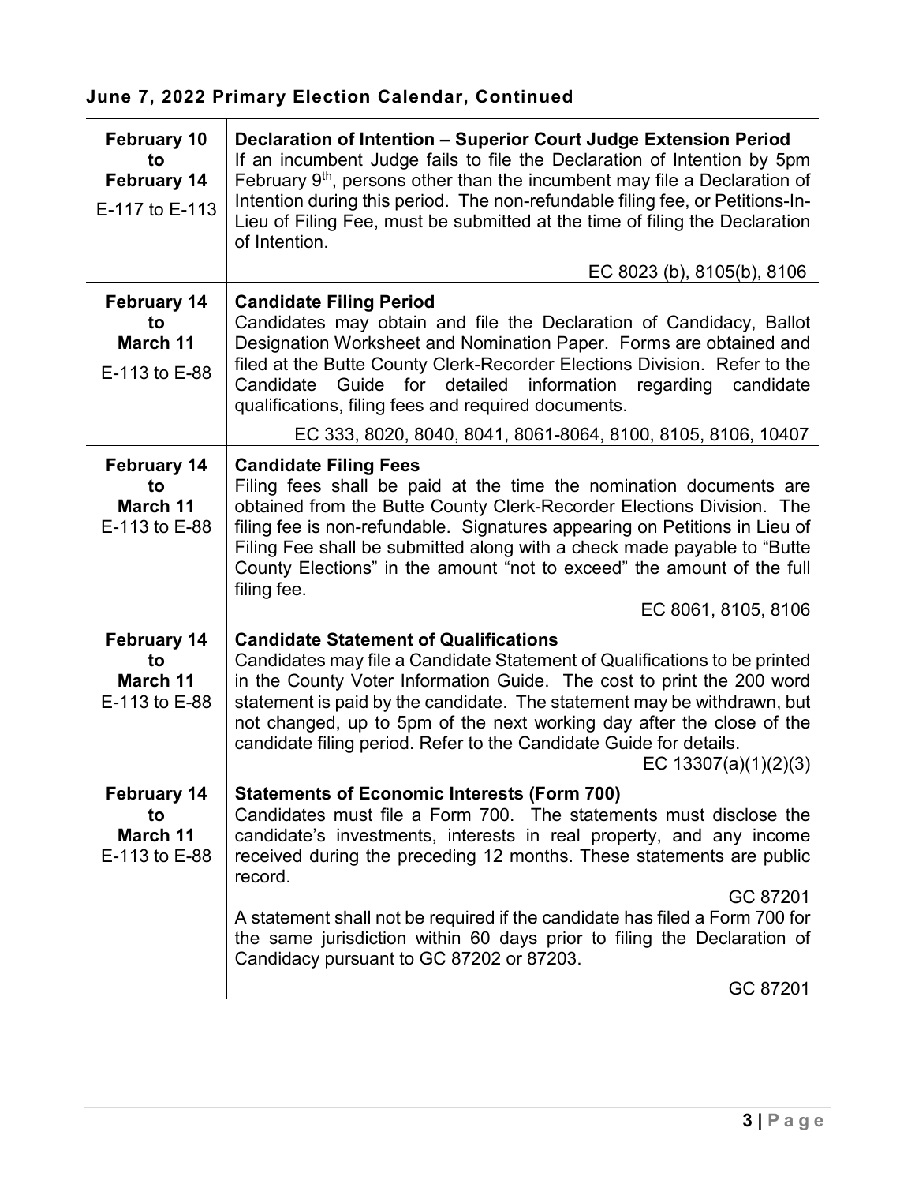### June 7, 2022 Primary Election Calendar, Continued

| | |
|---|---|
| **February 10 to February 14**<br>E-117 to E-113 | **Declaration of Intention – Superior Court Judge Extension Period**<br>If an incumbent Judge fails to file the Declaration of Intention by 5pm February 9th, persons other than the incumbent may file a Declaration of Intention during this period. The non-refundable filing fee, or Petitions-In-Lieu of Filing Fee, must be submitted at the time of filing the Declaration of Intention.<br>EC 8023 (b), 8105(b), 8106 |
| **February 14 to March 11**<br>E-113 to E-88 | **Candidate Filing Period**<br>Candidates may obtain and file the Declaration of Candidacy, Ballot Designation Worksheet and Nomination Paper. Forms are obtained and filed at the Butte County Clerk-Recorder Elections Division. Refer to the Candidate Guide for detailed information regarding candidate qualifications, filing fees and required documents.<br>EC 333, 8020, 8040, 8041, 8061-8064, 8100, 8105, 8106, 10407 |
| **February 14 to March 11**<br>E-113 to E-88 | **Candidate Filing Fees**<br>Filing fees shall be paid at the time the nomination documents are obtained from the Butte County Clerk-Recorder Elections Division. The filing fee is non-refundable. Signatures appearing on Petitions in Lieu of Filing Fee shall be submitted along with a check made payable to "Butte County Elections" in the amount "not to exceed" the amount of the full filing fee.<br>EC 8061, 8105, 8106 |
| **February 14 to March 11**<br>E-113 to E-88 | **Candidate Statement of Qualifications**<br>Candidates may file a Candidate Statement of Qualifications to be printed in the County Voter Information Guide. The cost to print the 200 word statement is paid by the candidate. The statement may be withdrawn, but not changed, up to 5pm of the next working day after the close of the candidate filing period. Refer to the Candidate Guide for details.<br>EC 13307(a)(1)(2)(3) |
| **February 14 to March 11**<br>E-113 to E-88 | **Statements of Economic Interests (Form 700)**<br>Candidates must file a Form 700. The statements must disclose the candidate's investments, interests in real property, and any income received during the preceding 12 months. These statements are public record.<br>GC 87201<br>A statement shall not be required if the candidate has filed a Form 700 for the same jurisdiction within 60 days prior to filing the Declaration of Candidacy pursuant to GC 87202 or 87203.<br>GC 87201 |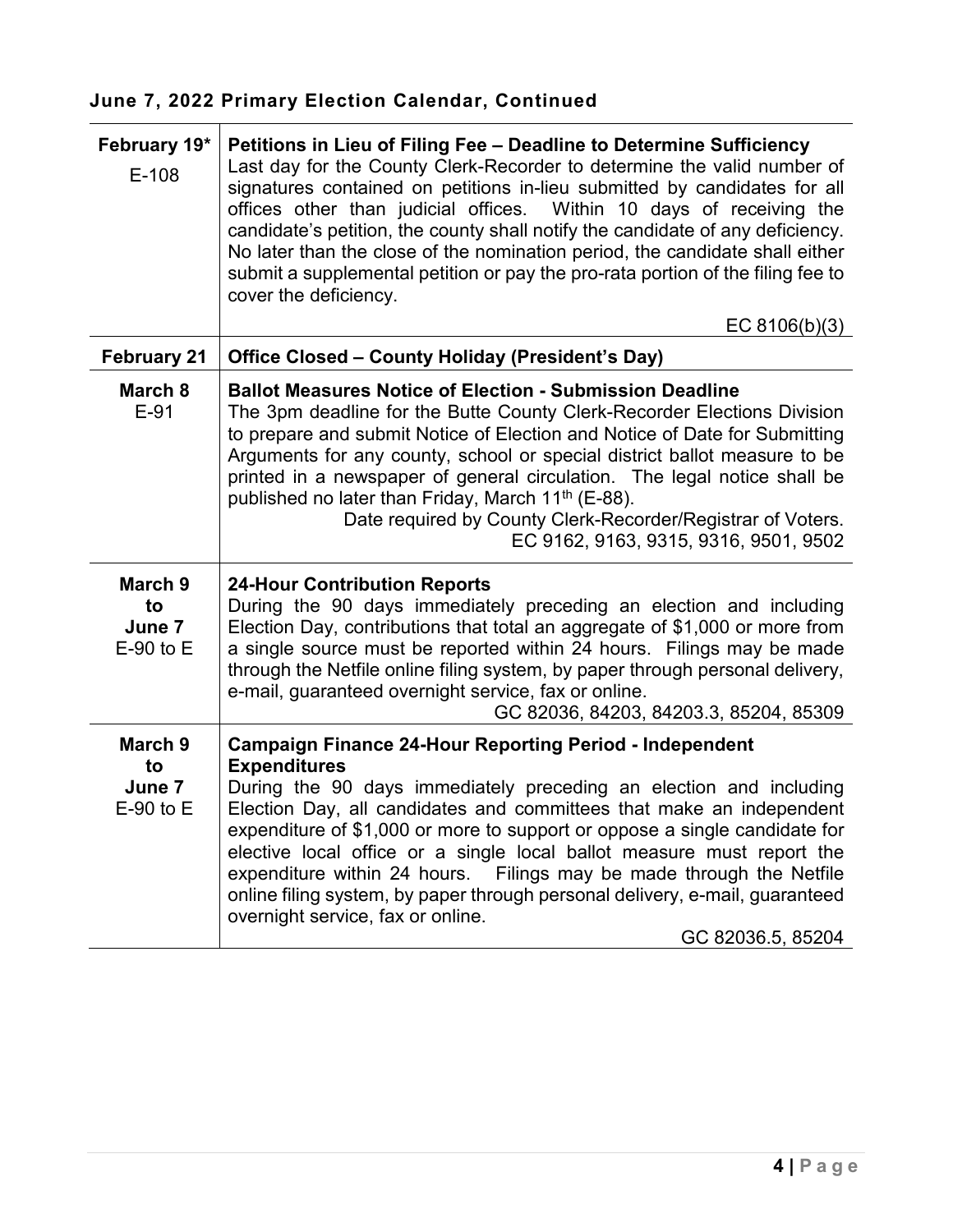## June 7, 2022 Primary Election Calendar, Continued

| | |
|---|---|
| **February 19*** E-108 | **Petitions in Lieu of Filing Fee – Deadline to Determine Sufficiency** Last day for the County Clerk-Recorder to determine the valid number of signatures contained on petitions in-lieu submitted by candidates for all offices other than judicial offices. Within 10 days of receiving the candidate's petition, the county shall notify the candidate of any deficiency. No later than the close of the nomination period, the candidate shall either submit a supplemental petition or pay the pro-rata portion of the filing fee to cover the deficiency. EC 8106(b)(3) |
| **February 21** | **Office Closed – County Holiday (President's Day)** |
| **March 8** E-91 | **Ballot Measures Notice of Election - Submission Deadline** The 3pm deadline for the Butte County Clerk-Recorder Elections Division to prepare and submit Notice of Election and Notice of Date for Submitting Arguments for any county, school or special district ballot measure to be printed in a newspaper of general circulation. The legal notice shall be published no later than Friday, March 11th (E-88). Date required by County Clerk-Recorder/Registrar of Voters. EC 9162, 9163, 9315, 9316, 9501, 9502 |
| **March 9 to June 7** E-90 to E | **24-Hour Contribution Reports** During the 90 days immediately preceding an election and including Election Day, contributions that total an aggregate of $1,000 or more from a single source must be reported within 24 hours. Filings may be made through the Netfile online filing system, by paper through personal delivery, e-mail, guaranteed overnight service, fax or online. GC 82036, 84203, 84203.3, 85204, 85309 |
| **March 9 to June 7** E-90 to E | **Campaign Finance 24-Hour Reporting Period - Independent Expenditures** During the 90 days immediately preceding an election and including Election Day, all candidates and committees that make an independent expenditure of $1,000 or more to support or oppose a single candidate for elective local office or a single local ballot measure must report the expenditure within 24 hours. Filings may be made through the Netfile online filing system, by paper through personal delivery, e-mail, guaranteed overnight service, fax or online. GC 82036.5, 85204 |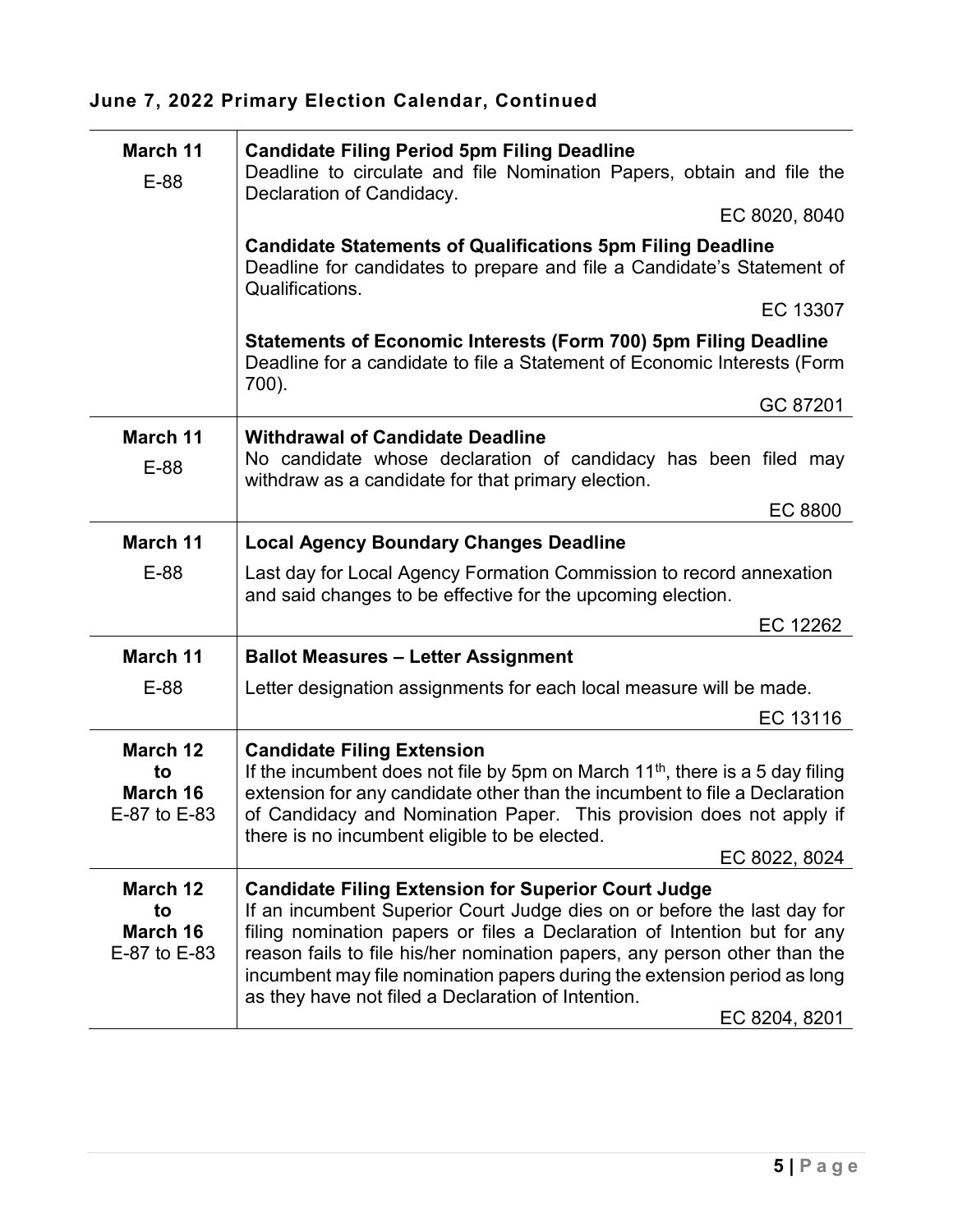## June 7, 2022 Primary Election Calendar, Continued

| | |
|---|---|
| **March 11**<br>E-88 | **Candidate Filing Period 5pm Filing Deadline**<br>Deadline to circulate and file Nomination Papers, obtain and file the Declaration of Candidacy.<br>EC 8020, 8040<br>**Candidate Statements of Qualifications 5pm Filing Deadline**<br>Deadline for candidates to prepare and file a Candidate's Statement of Qualifications.<br>EC 13307<br>**Statements of Economic Interests (Form 700) 5pm Filing Deadline**<br>Deadline for a candidate to file a Statement of Economic Interests (Form 700).<br>GC 87201 |
| **March 11**<br>E-88 | **Withdrawal of Candidate Deadline**<br>No candidate whose declaration of candidacy has been filed may withdraw as a candidate for that primary election.<br>EC 8800 |
| **March 11**<br>E-88 | **Local Agency Boundary Changes Deadline**<br>Last day for Local Agency Formation Commission to record annexation and said changes to be effective for the upcoming election.<br>EC 12262 |
| **March 11**<br>E-88 | **Ballot Measures – Letter Assignment**<br>Letter designation assignments for each local measure will be made.<br>EC 13116 |
| **March 12 to March 16**<br>E-87 to E-83 | **Candidate Filing Extension**<br>If the incumbent does not file by 5pm on March 11th, there is a 5 day filing extension for any candidate other than the incumbent to file a Declaration of Candidacy and Nomination Paper. This provision does not apply if there is no incumbent eligible to be elected.<br>EC 8022, 8024 |
| **March 12 to March 16**<br>E-87 to E-83 | **Candidate Filing Extension for Superior Court Judge**<br>If an incumbent Superior Court Judge dies on or before the last day for filing nomination papers or files a Declaration of Intention but for any reason fails to file his/her nomination papers, any person other than the incumbent may file nomination papers during the extension period as long as they have not filed a Declaration of Intention.<br>EC 8204, 8201 |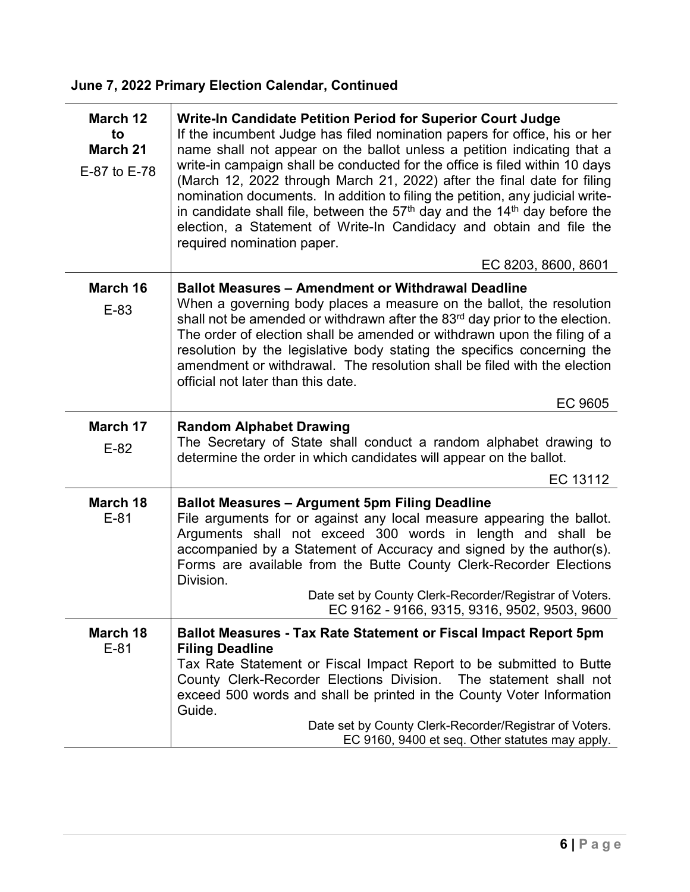**June 7, 2022 Primary Election Calendar, Continued**

| Date | Event |
|---|---|
| **March 12 to March 21**<br>E-87 to E-78 | **Write-In Candidate Petition Period for Superior Court Judge**<br>If the incumbent Judge has filed nomination papers for office, his or her name shall not appear on the ballot unless a petition indicating that a write-in campaign shall be conducted for the office is filed within 10 days (March 12, 2022 through March 21, 2022) after the final date for filing nomination documents. In addition to filing the petition, any judicial write-in candidate shall file, between the 57th day and the 14th day before the election, a Statement of Write-In Candidacy and obtain and file the required nomination paper.<br>EC 8203, 8600, 8601 |
| **March 16**<br>E-83 | **Ballot Measures – Amendment or Withdrawal Deadline**<br>When a governing body places a measure on the ballot, the resolution shall not be amended or withdrawn after the 83rd day prior to the election. The order of election shall be amended or withdrawn upon the filing of a resolution by the legislative body stating the specifics concerning the amendment or withdrawal. The resolution shall be filed with the election official not later than this date.<br>EC 9605 |
| **March 17**<br>E-82 | **Random Alphabet Drawing**<br>The Secretary of State shall conduct a random alphabet drawing to determine the order in which candidates will appear on the ballot.<br>EC 13112 |
| **March 18**<br>E-81 | **Ballot Measures – Argument 5pm Filing Deadline**<br>File arguments for or against any local measure appearing the ballot. Arguments shall not exceed 300 words in length and shall be accompanied by a Statement of Accuracy and signed by the author(s). Forms are available from the Butte County Clerk-Recorder Elections Division.<br>Date set by County Clerk-Recorder/Registrar of Voters.<br>EC 9162 - 9166, 9315, 9316, 9502, 9503, 9600 |
| **March 18**<br>E-81 | **Ballot Measures - Tax Rate Statement or Fiscal Impact Report 5pm Filing Deadline**<br>Tax Rate Statement or Fiscal Impact Report to be submitted to Butte County Clerk-Recorder Elections Division. The statement shall not exceed 500 words and shall be printed in the County Voter Information Guide.<br>Date set by County Clerk-Recorder/Registrar of Voters.<br>EC 9160, 9400 et seq. Other statutes may apply. |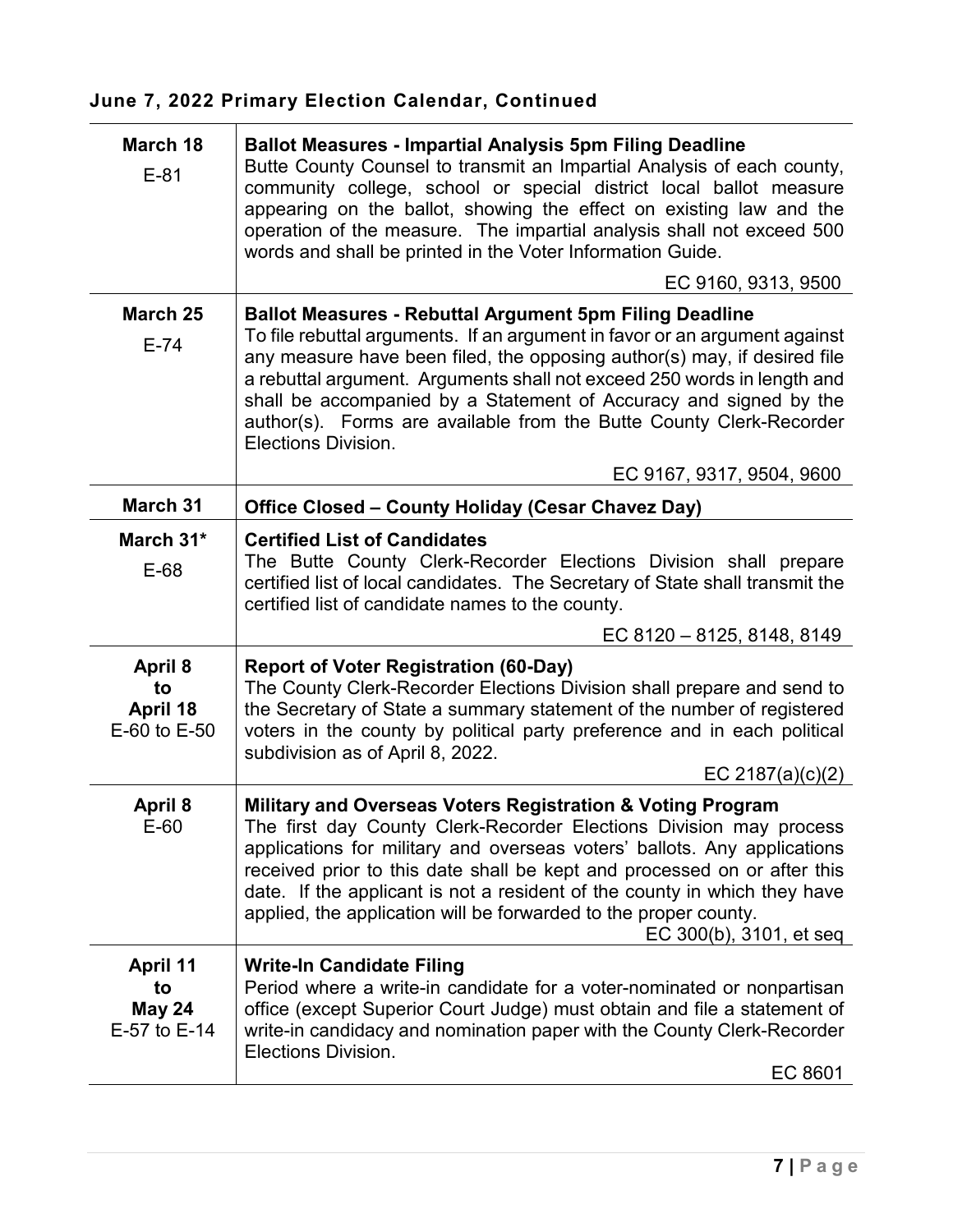## June 7, 2022 Primary Election Calendar, Continued

| Date | Event |
| --- | --- |
| **March 18**<br>E-81 | **Ballot Measures - Impartial Analysis 5pm Filing Deadline**<br>Butte County Counsel to transmit an Impartial Analysis of each county, community college, school or special district local ballot measure appearing on the ballot, showing the effect on existing law and the operation of the measure. The impartial analysis shall not exceed 500 words and shall be printed in the Voter Information Guide.<br>EC 9160, 9313, 9500 |
| **March 25**<br>E-74 | **Ballot Measures - Rebuttal Argument 5pm Filing Deadline**<br>To file rebuttal arguments. If an argument in favor or an argument against any measure have been filed, the opposing author(s) may, if desired file a rebuttal argument. Arguments shall not exceed 250 words in length and shall be accompanied by a Statement of Accuracy and signed by the author(s). Forms are available from the Butte County Clerk-Recorder Elections Division.<br>EC 9167, 9317, 9504, 9600 |
| **March 31** | **Office Closed – County Holiday (Cesar Chavez Day)** |
| **March 31***<br>E-68 | **Certified List of Candidates**<br>The Butte County Clerk-Recorder Elections Division shall prepare certified list of local candidates. The Secretary of State shall transmit the certified list of candidate names to the county.<br>EC 8120 – 8125, 8148, 8149 |
| **April 8<br>to<br>April 18**<br>E-60 to E-50 | **Report of Voter Registration (60-Day)**<br>The County Clerk-Recorder Elections Division shall prepare and send to the Secretary of State a summary statement of the number of registered voters in the county by political party preference and in each political subdivision as of April 8, 2022.<br>EC 2187(a)(c)(2) |
| **April 8**<br>E-60 | **Military and Overseas Voters Registration & Voting Program**<br>The first day County Clerk-Recorder Elections Division may process applications for military and overseas voters' ballots. Any applications received prior to this date shall be kept and processed on or after this date. If the applicant is not a resident of the county in which they have applied, the application will be forwarded to the proper county.<br>EC 300(b), 3101, et seq |
| **April 11<br>to<br>May 24**<br>E-57 to E-14 | **Write-In Candidate Filing**<br>Period where a write-in candidate for a voter-nominated or nonpartisan office (except Superior Court Judge) must obtain and file a statement of write-in candidacy and nomination paper with the County Clerk-Recorder Elections Division.<br>EC 8601 |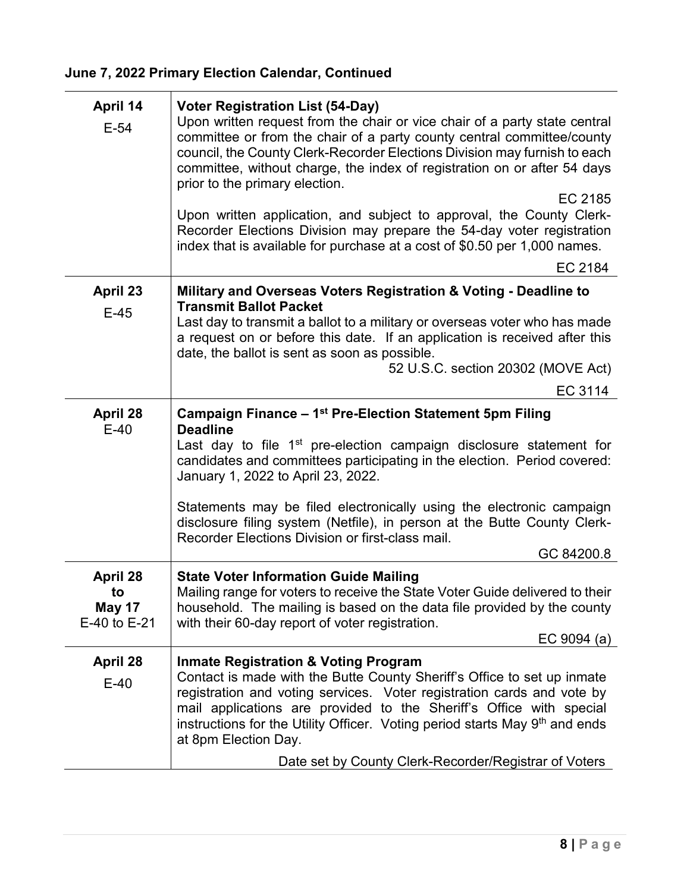**June 7, 2022 Primary Election Calendar, Continued**

| | |
|---|---|
| **April 14**<br>E-54 | **Voter Registration List (54-Day)**<br>Upon written request from the chair or vice chair of a party state central committee or from the chair of a party county central committee/county council, the County Clerk-Recorder Elections Division may furnish to each committee, without charge, the index of registration on or after 54 days prior to the primary election.<br>EC 2185<br>Upon written application, and subject to approval, the County Clerk-Recorder Elections Division may prepare the 54-day voter registration index that is available for purchase at a cost of $0.50 per 1,000 names.<br>EC 2184 |
| **April 23**<br>E-45 | **Military and Overseas Voters Registration & Voting - Deadline to Transmit Ballot Packet**<br>Last day to transmit a ballot to a military or overseas voter who has made a request on or before this date. If an application is received after this date, the ballot is sent as soon as possible.<br>52 U.S.C. section 20302 (MOVE Act)<br>EC 3114 |
| **April 28**<br>E-40 | **Campaign Finance – 1st Pre-Election Statement 5pm Filing Deadline**<br>Last day to file 1st pre-election campaign disclosure statement for candidates and committees participating in the election. Period covered: January 1, 2022 to April 23, 2022.<br><br>Statements may be filed electronically using the electronic campaign disclosure filing system (Netfile), in person at the Butte County Clerk-Recorder Elections Division or first-class mail.<br>GC 84200.8 |
| **April 28**<br>**to**<br>**May 17**<br>E-40 to E-21 | **State Voter Information Guide Mailing**<br>Mailing range for voters to receive the State Voter Guide delivered to their household. The mailing is based on the data file provided by the county with their 60-day report of voter registration.<br>EC 9094 (a) |
| **April 28**<br>E-40 | **Inmate Registration & Voting Program**<br>Contact is made with the Butte County Sheriff's Office to set up inmate registration and voting services. Voter registration cards and vote by mail applications are provided to the Sheriff's Office with special instructions for the Utility Officer. Voting period starts May 9th and ends at 8pm Election Day.<br>Date set by County Clerk-Recorder/Registrar of Voters |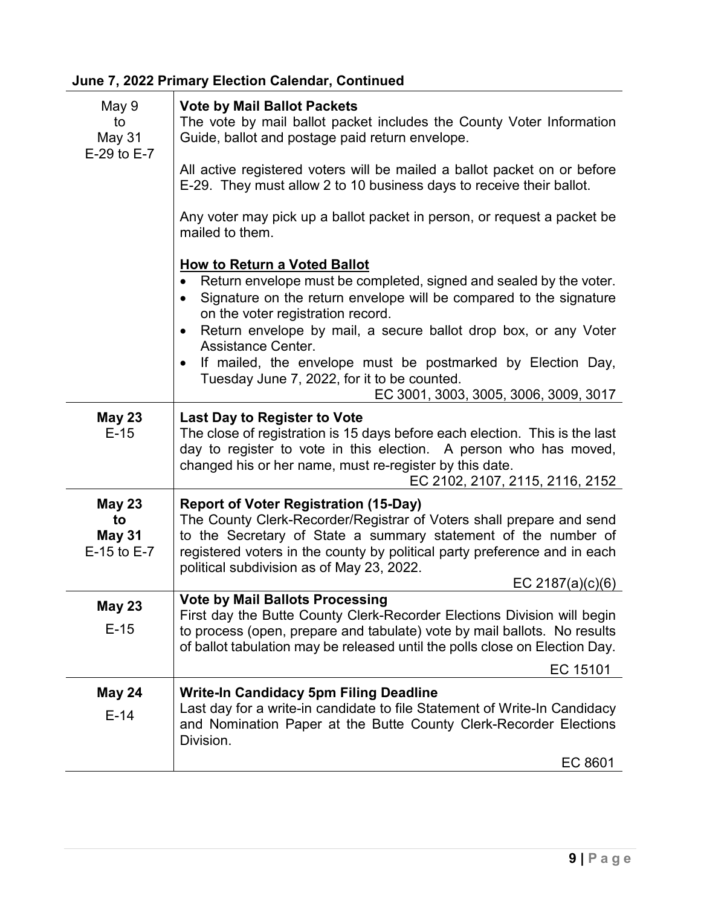## June 7, 2022 Primary Election Calendar, Continued

| | |
|---|---|
| May 9<br>to<br>May 31<br>E-29 to E-7 | **Vote by Mail Ballot Packets**<br>The vote by mail ballot packet includes the County Voter Information Guide, ballot and postage paid return envelope.<br><br>All active registered voters will be mailed a ballot packet on or before E-29. They must allow 2 to 10 business days to receive their ballot.<br><br>Any voter may pick up a ballot packet in person, or request a packet be mailed to them.<br><br>**<u>How to Return a Voted Ballot</u>**<br>• Return envelope must be completed, signed and sealed by the voter.<br>• Signature on the return envelope will be compared to the signature on the voter registration record.<br>• Return envelope by mail, a secure ballot drop box, or any Voter Assistance Center.<br>• If mailed, the envelope must be postmarked by Election Day, Tuesday June 7, 2022, for it to be counted.<br>EC 3001, 3003, 3005, 3006, 3009, 3017 |
| **May 23**<br>E-15 | **Last Day to Register to Vote**<br>The close of registration is 15 days before each election. This is the last day to register to vote in this election. A person who has moved, changed his or her name, must re-register by this date.<br>EC 2102, 2107, 2115, 2116, 2152 |
| **May 23**<br>**to**<br>**May 31**<br>E-15 to E-7 | **Report of Voter Registration (15-Day)**<br>The County Clerk-Recorder/Registrar of Voters shall prepare and send to the Secretary of State a summary statement of the number of registered voters in the county by political party preference and in each political subdivision as of May 23, 2022.<br>EC 2187(a)(c)(6) |
| **May 23**<br>E-15 | **Vote by Mail Ballots Processing**<br>First day the Butte County Clerk-Recorder Elections Division will begin to process (open, prepare and tabulate) vote by mail ballots. No results of ballot tabulation may be released until the polls close on Election Day.<br>EC 15101 |
| **May 24**<br>E-14 | **Write-In Candidacy 5pm Filing Deadline**<br>Last day for a write-in candidate to file Statement of Write-In Candidacy and Nomination Paper at the Butte County Clerk-Recorder Elections Division.<br>EC 8601 |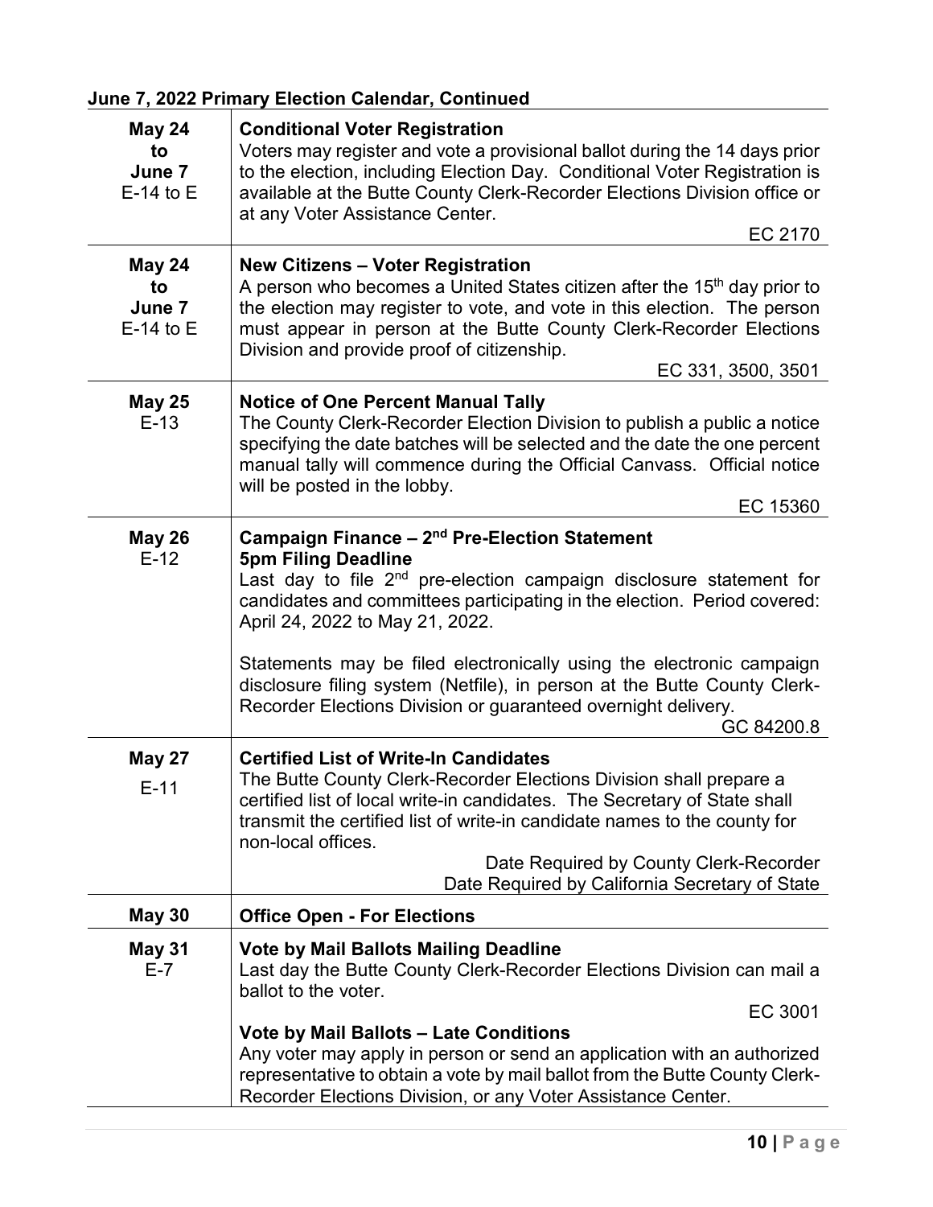**June 7, 2022 Primary Election Calendar, Continued**

| Date | Event |
|---|---|
| **May 24 to June 7** E-14 to E | **Conditional Voter Registration**<br>Voters may register and vote a provisional ballot during the 14 days prior to the election, including Election Day. Conditional Voter Registration is available at the Butte County Clerk-Recorder Elections Division office or at any Voter Assistance Center.<br>EC 2170 |
| **May 24 to June 7** E-14 to E | **New Citizens – Voter Registration**<br>A person who becomes a United States citizen after the 15th day prior to the election may register to vote, and vote in this election. The person must appear in person at the Butte County Clerk-Recorder Elections Division and provide proof of citizenship.<br>EC 331, 3500, 3501 |
| **May 25** E-13 | **Notice of One Percent Manual Tally**<br>The County Clerk-Recorder Election Division to publish a public a notice specifying the date batches will be selected and the date the one percent manual tally will commence during the Official Canvass. Official notice will be posted in the lobby.<br>EC 15360 |
| **May 26** E-12 | **Campaign Finance – 2nd Pre-Election Statement**<br>**5pm Filing Deadline**<br>Last day to file 2nd pre-election campaign disclosure statement for candidates and committees participating in the election. Period covered: April 24, 2022 to May 21, 2022.<br><br>Statements may be filed electronically using the electronic campaign disclosure filing system (Netfile), in person at the Butte County Clerk-Recorder Elections Division or guaranteed overnight delivery.<br>GC 84200.8 |
| **May 27** E-11 | **Certified List of Write-In Candidates**<br>The Butte County Clerk-Recorder Elections Division shall prepare a certified list of local write-in candidates. The Secretary of State shall transmit the certified list of write-in candidate names to the county for non-local offices.<br>Date Required by County Clerk-Recorder<br>Date Required by California Secretary of State |
| **May 30** | **Office Open - For Elections** |
| **May 31** E-7 | **Vote by Mail Ballots Mailing Deadline**<br>Last day the Butte County Clerk-Recorder Elections Division can mail a ballot to the voter.<br>EC 3001<br>**Vote by Mail Ballots – Late Conditions**<br>Any voter may apply in person or send an application with an authorized representative to obtain a vote by mail ballot from the Butte County Clerk-Recorder Elections Division, or any Voter Assistance Center. |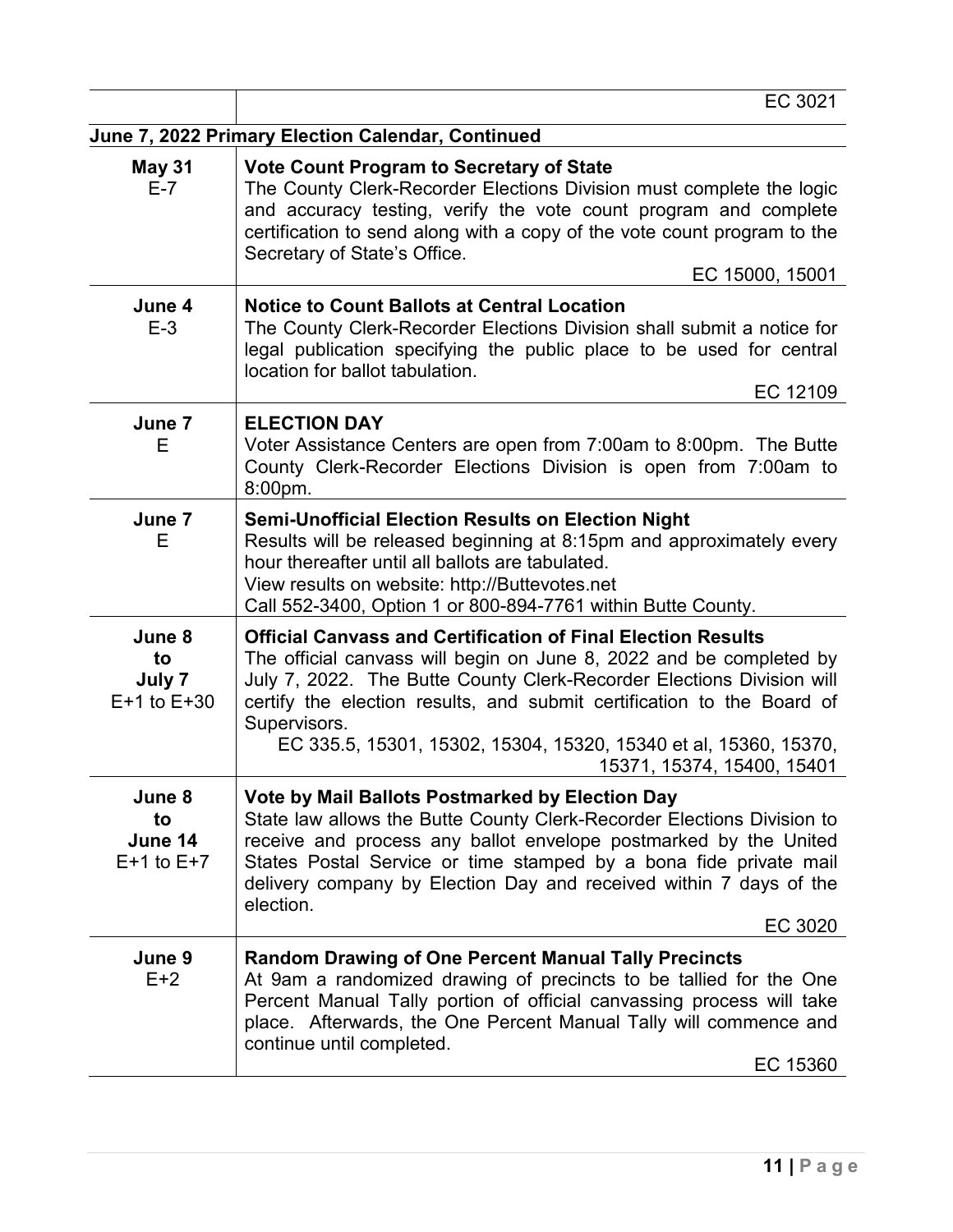| | EC 3021 |
|---|---|

**June 7, 2022 Primary Election Calendar, Continued**

| Date | Event |
|---|---|
| **May 31**<br>E-7 | **Vote Count Program to Secretary of State**<br>The County Clerk-Recorder Elections Division must complete the logic and accuracy testing, verify the vote count program and complete certification to send along with a copy of the vote count program to the Secretary of State's Office.<br>EC 15000, 15001 |
| **June 4**<br>E-3 | **Notice to Count Ballots at Central Location**<br>The County Clerk-Recorder Elections Division shall submit a notice for legal publication specifying the public place to be used for central location for ballot tabulation.<br>EC 12109 |
| **June 7**<br>E | **ELECTION DAY**<br>Voter Assistance Centers are open from 7:00am to 8:00pm. The Butte County Clerk-Recorder Elections Division is open from 7:00am to 8:00pm. |
| **June 7**<br>E | **Semi-Unofficial Election Results on Election Night**<br>Results will be released beginning at 8:15pm and approximately every hour thereafter until all ballots are tabulated.<br>View results on website: http://Buttevotes.net<br>Call 552-3400, Option 1 or 800-894-7761 within Butte County. |
| **June 8**<br>**to**<br>**July 7**<br>E+1 to E+30 | **Official Canvass and Certification of Final Election Results**<br>The official canvass will begin on June 8, 2022 and be completed by July 7, 2022. The Butte County Clerk-Recorder Elections Division will certify the election results, and submit certification to the Board of Supervisors.<br>EC 335.5, 15301, 15302, 15304, 15320, 15340 et al, 15360, 15370, 15371, 15374, 15400, 15401 |
| **June 8**<br>**to**<br>**June 14**<br>E+1 to E+7 | **Vote by Mail Ballots Postmarked by Election Day**<br>State law allows the Butte County Clerk-Recorder Elections Division to receive and process any ballot envelope postmarked by the United States Postal Service or time stamped by a bona fide private mail delivery company by Election Day and received within 7 days of the election.<br>EC 3020 |
| **June 9**<br>E+2 | **Random Drawing of One Percent Manual Tally Precincts**<br>At 9am a randomized drawing of precincts to be tallied for the One Percent Manual Tally portion of official canvassing process will take place. Afterwards, the One Percent Manual Tally will commence and continue until completed.<br>EC 15360 |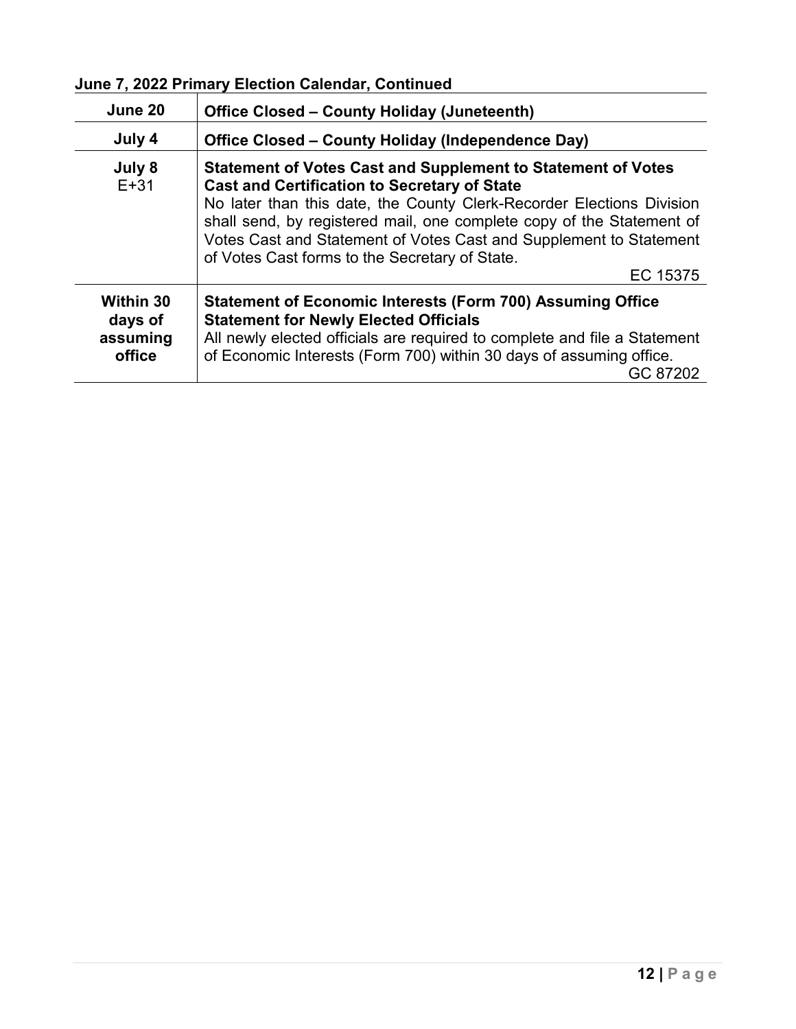**June 7, 2022 Primary Election Calendar, Continued**

| | |
|---|---|
| **June 20** | **Office Closed – County Holiday (Juneteenth)** |
| **July 4** | **Office Closed – County Holiday (Independence Day)** |
| **July 8**<br>E+31 | **Statement of Votes Cast and Supplement to Statement of Votes Cast and Certification to Secretary of State**<br>No later than this date, the County Clerk-Recorder Elections Division shall send, by registered mail, one complete copy of the Statement of Votes Cast and Statement of Votes Cast and Supplement to Statement of Votes Cast forms to the Secretary of State.<br>EC 15375 |
| **Within 30 days of assuming office** | **Statement of Economic Interests (Form 700) Assuming Office Statement for Newly Elected Officials**<br>All newly elected officials are required to complete and file a Statement of Economic Interests (Form 700) within 30 days of assuming office.<br>GC 87202 |